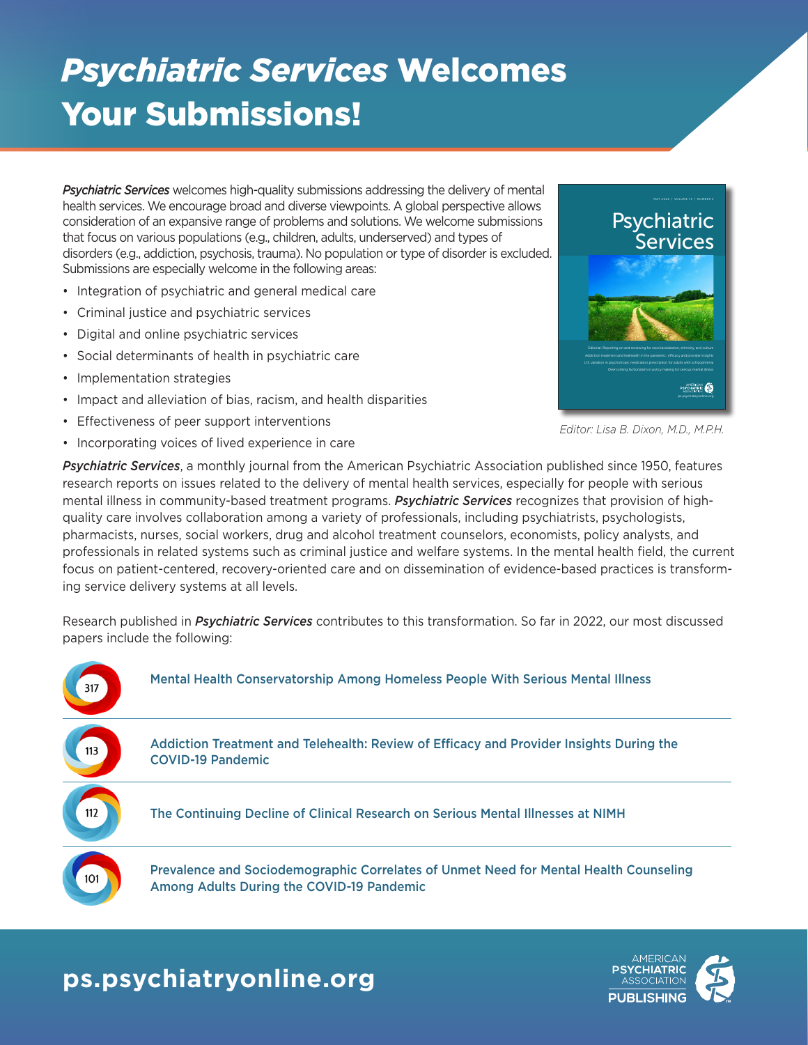# *Psychiatric Services* Welcomes Your Submissions!

*Psychiatric Services* welcomes high-quality submissions addressing the delivery of mental health services. We encourage broad and diverse viewpoints. A global perspective allows consideration of an expansive range of problems and solutions. We welcome submissions that focus on various populations (e.g., children, adults, underserved) and types of disorders (e.g., addiction, psychosis, trauma). No population or type of disorder is excluded. Submissions are especially welcome in the following areas:

- Integration of psychiatric and general medical care
- Criminal justice and psychiatric services
- Digital and online psychiatric services
- Social determinants of health in psychiatric care
- Implementation strategies
- Impact and alleviation of bias, racism, and health disparities
- Effectiveness of peer support interventions
- Incorporating voices of lived experience in care

*Editor: Lisa B. Dixon, M.D., M.P.H.*

***Psychiatric Services***, a monthly journal from the American Psychiatric Association published since 1950, features research reports on issues related to the delivery of mental health services, especially for people with serious mental illness in community-based treatment programs. ***Psychiatric Services*** recognizes that provision of high-quality care involves collaboration among a variety of professionals, including psychiatrists, psychologists, pharmacists, nurses, social workers, drug and alcohol treatment counselors, economists, policy analysts, and professionals in related systems such as criminal justice and welfare systems. In the mental health field, the current focus on patient-centered, recovery-oriented care and on dissemination of evidence-based practices is transforming service delivery systems at all levels.

Research published in ***Psychiatric Services*** contributes to this transformation. So far in 2022, our most discussed papers include the following:

| | |
|---|---|
| 317 | Mental Health Conservatorship Among Homeless People With Serious Mental Illness |
| 113 | Addiction Treatment and Telehealth: Review of Efficacy and Provider Insights During the COVID-19 Pandemic |
| 112 | The Continuing Decline of Clinical Research on Serious Mental Illnesses at NIMH |
| 101 | Prevalence and Sociodemographic Correlates of Unmet Need for Mental Health Counseling Among Adults During the COVID-19 Pandemic |

**ps.psychiatryonline.org**

AMERICAN PSYCHIATRIC ASSOCIATION PUBLISHING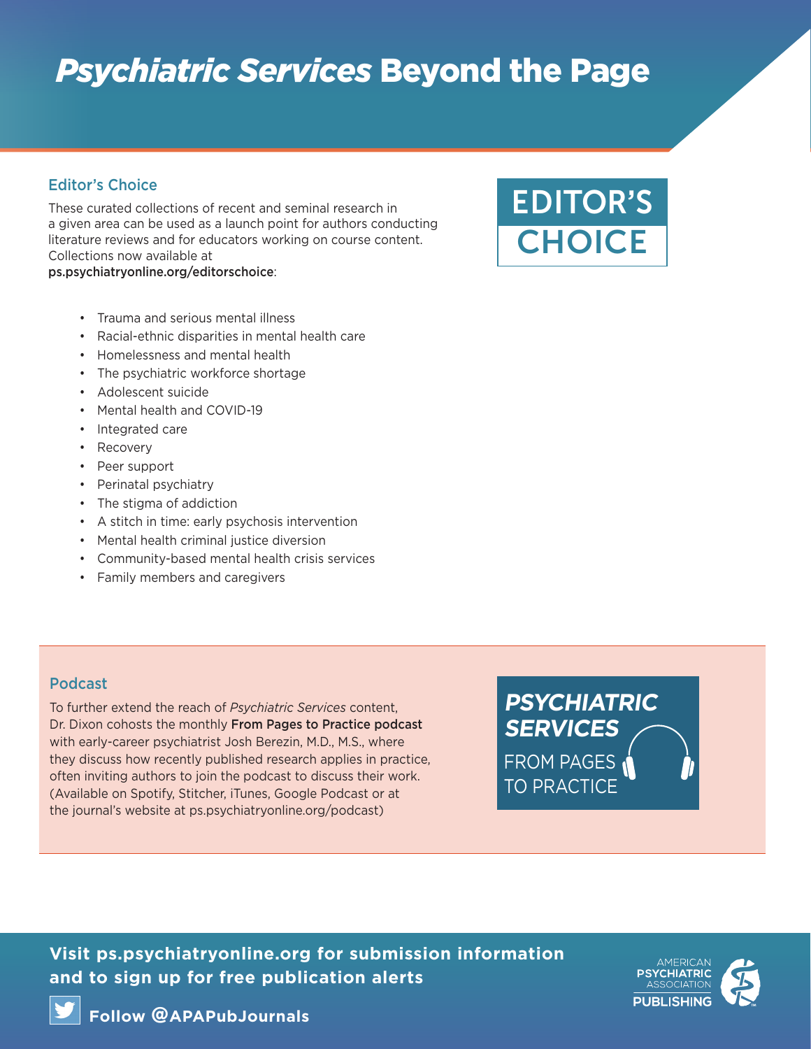# *Psychiatric Services* Beyond the Page

## Editor's Choice

These curated collections of recent and seminal research in a given area can be used as a launch point for authors conducting literature reviews and for educators working on course content. Collections now available at **ps.psychiatryonline.org/editorschoice**:

EDITOR'S CHOICE

- Trauma and serious mental illness
- Racial-ethnic disparities in mental health care
- Homelessness and mental health
- The psychiatric workforce shortage
- Adolescent suicide
- Mental health and COVID-19
- Integrated care
- Recovery
- Peer support
- Perinatal psychiatry
- The stigma of addiction
- A stitch in time: early psychosis intervention
- Mental health criminal justice diversion
- Community-based mental health crisis services
- Family members and caregivers

## Podcast

To further extend the reach of *Psychiatric Services* content, Dr. Dixon cohosts the monthly **From Pages to Practice podcast** with early-career psychiatrist Josh Berezin, M.D., M.S., where they discuss how recently published research applies in practice, often inviting authors to join the podcast to discuss their work. (Available on Spotify, Stitcher, iTunes, Google Podcast or at the journal's website at ps.psychiatryonline.org/podcast)

***PSYCHIATRIC SERVICES***
FROM PAGES TO PRACTICE

**Visit ps.psychiatryonline.org for submission information and to sign up for free publication alerts**

**Follow @APAPubJournals**

AMERICAN PSYCHIATRIC ASSOCIATION PUBLISHING